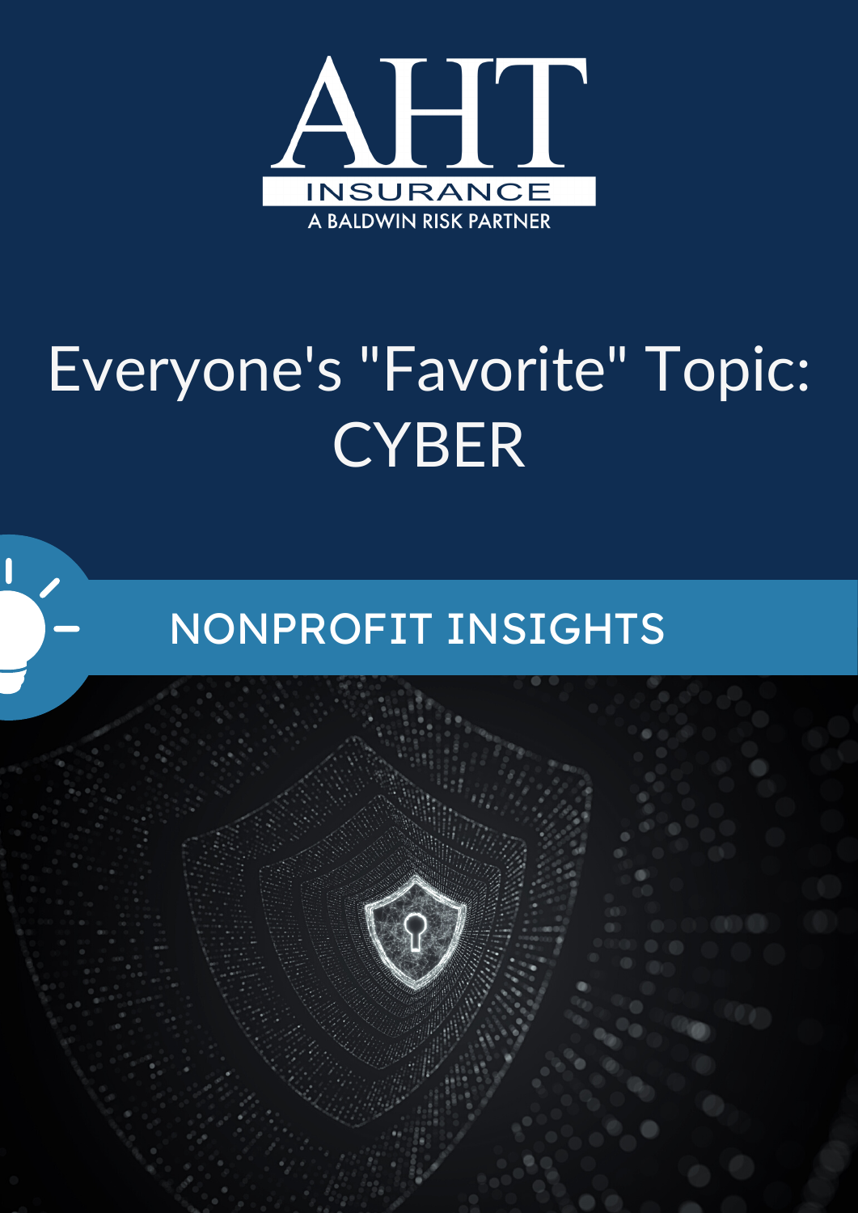AHT INSURANCE

A BALDWIN RISK PARTNER

# Everyone's "Favorite" Topic: CYBER

## NONPROFIT INSIGHTS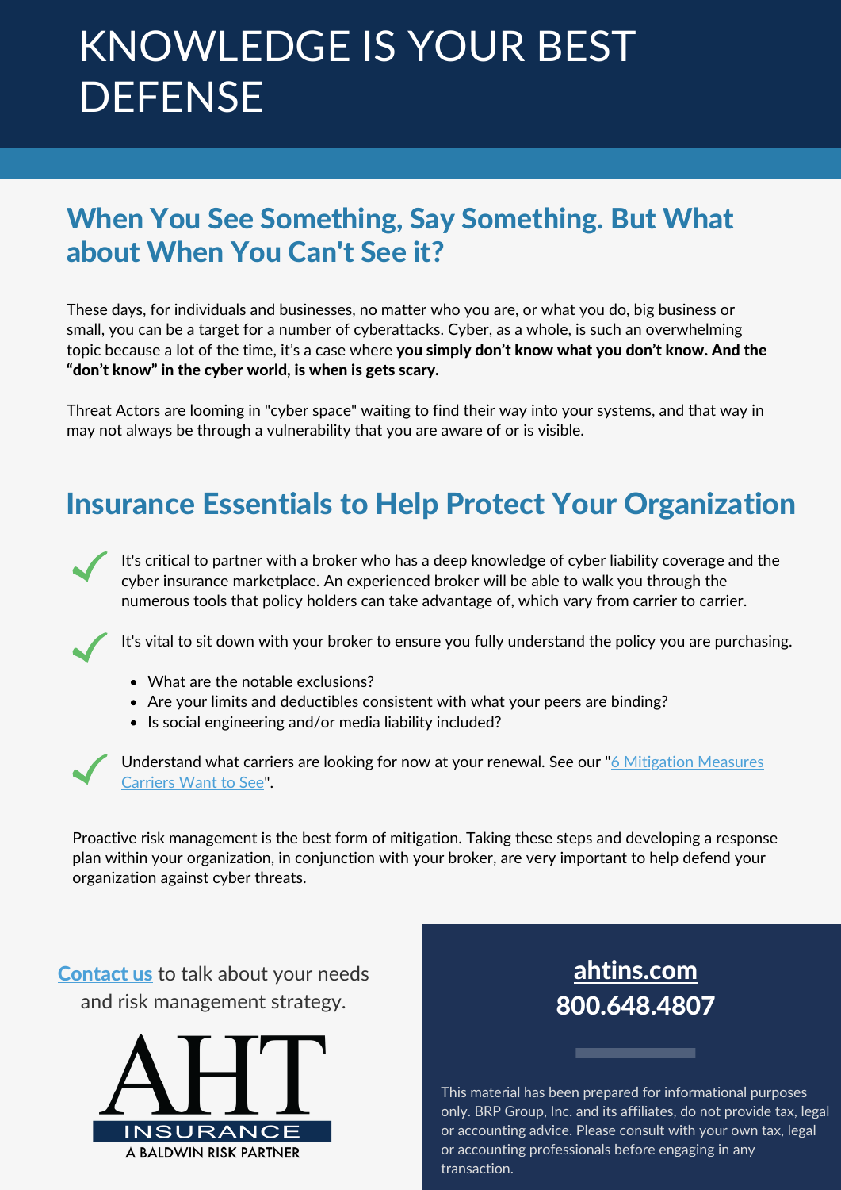# KNOWLEDGE IS YOUR BEST DEFENSE

## When You See Something, Say Something. But What about When You Can't See it?

These days, for individuals and businesses, no matter who you are, or what you do, big business or small, you can be a target for a number of cyberattacks. Cyber, as a whole, is such an overwhelming topic because a lot of the time, it's a case where **you simply don't know what you don't know. And the "don't know" in the cyber world, is when is gets scary.**

Threat Actors are looming in "cyber space" waiting to find their way into your systems, and that way in may not always be through a vulnerability that you are aware of or is visible.

## Insurance Essentials to Help Protect Your Organization

- It's critical to partner with a broker who has a deep knowledge of cyber liability coverage and the cyber insurance marketplace. An experienced broker will be able to walk you through the numerous tools that policy holders can take advantage of, which vary from carrier to carrier.

- It's vital to sit down with your broker to ensure you fully understand the policy you are purchasing.
  - What are the notable exclusions?
  - Are your limits and deductibles consistent with what your peers are binding?
  - Is social engineering and/or media liability included?

- Understand what carriers are looking for now at your renewal. See our "6 Mitigation Measures Carriers Want to See".

Proactive risk management is the best form of mitigation. Taking these steps and developing a response plan within your organization, in conjunction with your broker, are very important to help defend your organization against cyber threats.

Contact us to talk about your needs and risk management strategy.

AHT INSURANCE
A BALDWIN RISK PARTNER

**ahtins.com**
**800.648.4807**

This material has been prepared for informational purposes only. BRP Group, Inc. and its affiliates, do not provide tax, legal or accounting advice. Please consult with your own tax, legal or accounting professionals before engaging in any transaction.